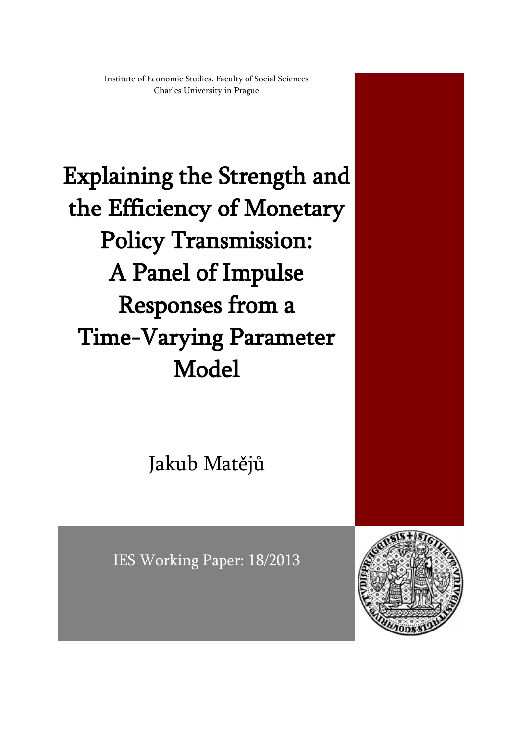Institute of Economic Studies, Faculty of Social Sciences
Charles University in Prague

# Explaining the Strength and the Efficiency of Monetary Policy Transmission: A Panel of Impulse Responses from a Time-Varying Parameter Model

Jakub Matějů

IES Working Paper: 18/2013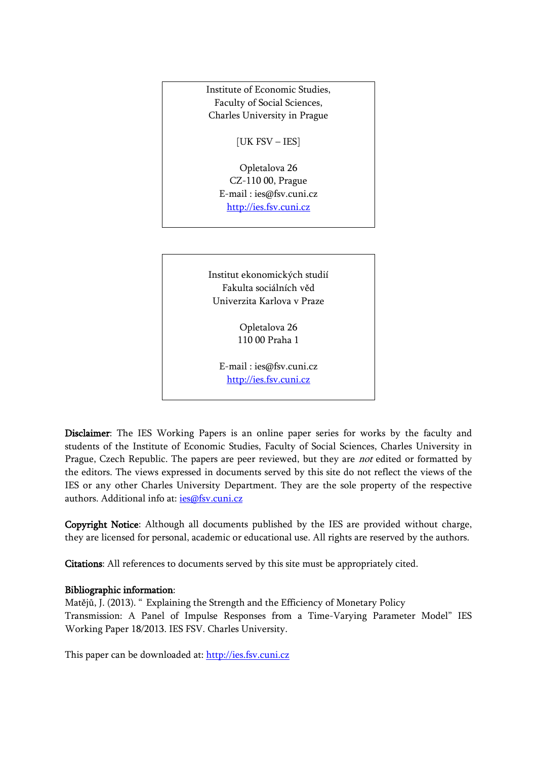Institute of Economic Studies,
Faculty of Social Sciences,
Charles University in Prague

[UK FSV – IES]

Opletalova 26
CZ-110 00, Prague
E-mail : ies@fsv.cuni.cz
http://ies.fsv.cuni.cz

Institut ekonomických studií
Fakulta sociálních věd
Univerzita Karlova v Praze

Opletalova 26
110 00 Praha 1

E-mail : ies@fsv.cuni.cz
http://ies.fsv.cuni.cz

**Disclaimer**: The IES Working Papers is an online paper series for works by the faculty and students of the Institute of Economic Studies, Faculty of Social Sciences, Charles University in Prague, Czech Republic. The papers are peer reviewed, but they are *not* edited or formatted by the editors. The views expressed in documents served by this site do not reflect the views of the IES or any other Charles University Department. They are the sole property of the respective authors. Additional info at: ies@fsv.cuni.cz

**Copyright Notice**: Although all documents published by the IES are provided without charge, they are licensed for personal, academic or educational use. All rights are reserved by the authors.

**Citations**: All references to documents served by this site must be appropriately cited.

**Bibliographic information**:
Matějů, J. (2013). " Explaining the Strength and the Efficiency of Monetary Policy Transmission: A Panel of Impulse Responses from a Time-Varying Parameter Model" IES Working Paper 18/2013. IES FSV. Charles University.

This paper can be downloaded at: http://ies.fsv.cuni.cz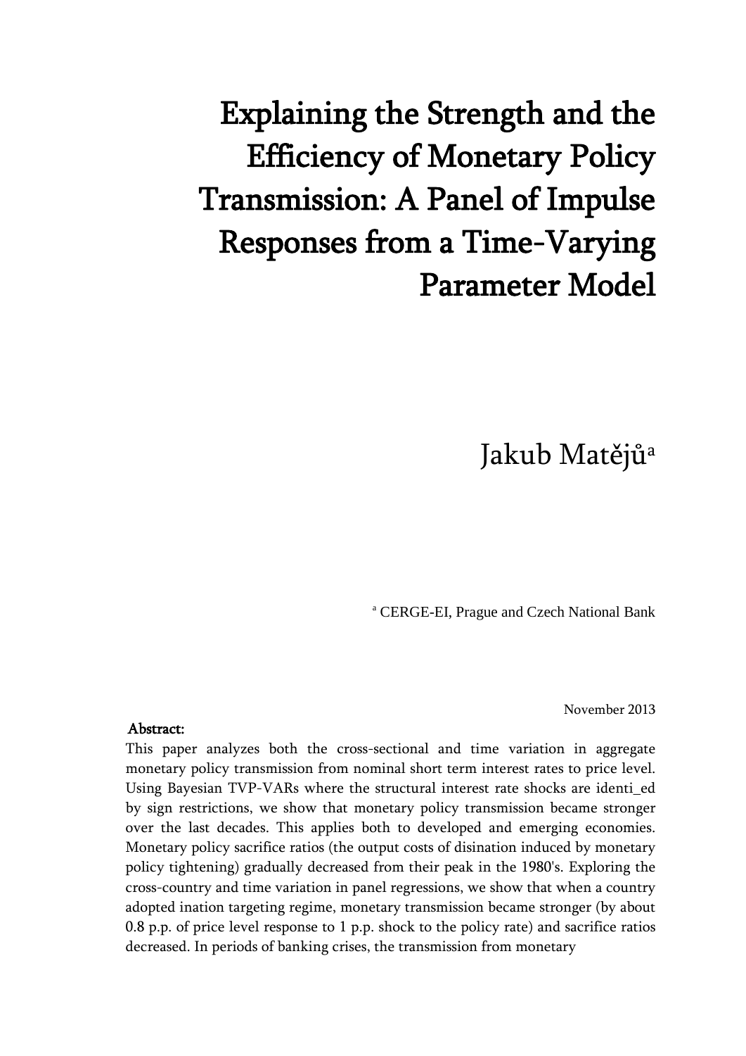# Explaining the Strength and the Efficiency of Monetary Policy Transmission: A Panel of Impulse Responses from a Time-Varying Parameter Model

Jakub Matějů[a]

[a] CERGE-EI, Prague and Czech National Bank

November 2013

**Abstract:**

This paper analyzes both the cross-sectional and time variation in aggregate monetary policy transmission from nominal short term interest rates to price level. Using Bayesian TVP-VARs where the structural interest rate shocks are identi_ed by sign restrictions, we show that monetary policy transmission became stronger over the last decades. This applies both to developed and emerging economies. Monetary policy sacrifice ratios (the output costs of disination induced by monetary policy tightening) gradually decreased from their peak in the 1980's. Exploring the cross-country and time variation in panel regressions, we show that when a country adopted ination targeting regime, monetary transmission became stronger (by about 0.8 p.p. of price level response to 1 p.p. shock to the policy rate) and sacrifice ratios decreased. In periods of banking crises, the transmission from monetary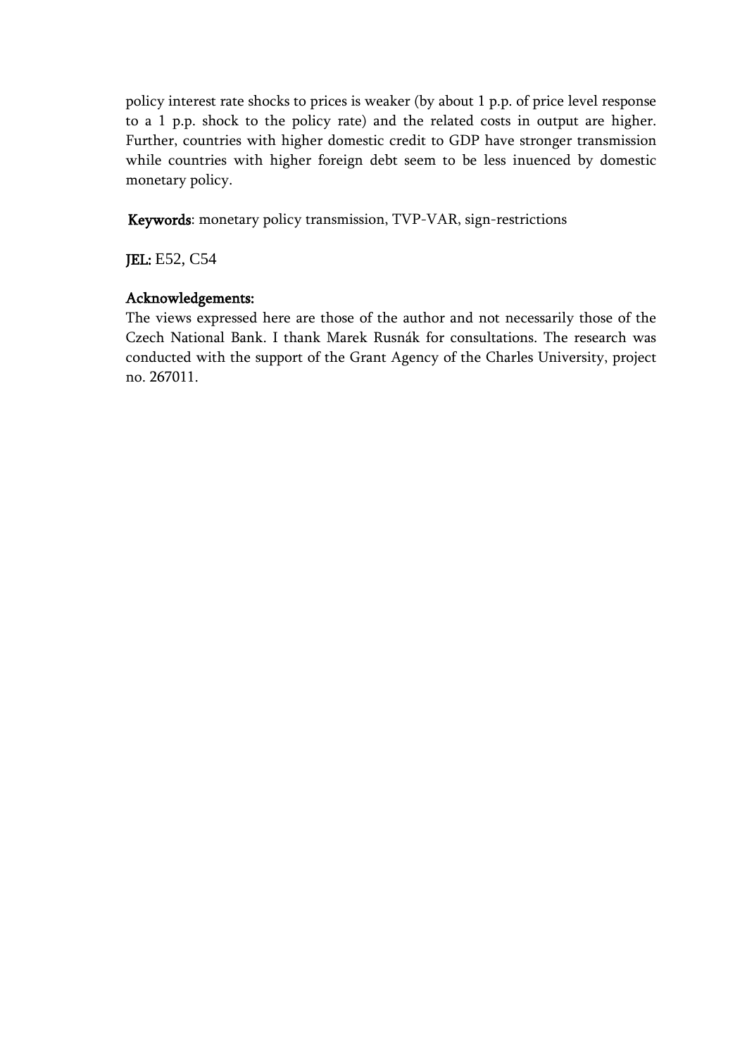policy interest rate shocks to prices is weaker (by about 1 p.p. of price level response to a 1 p.p. shock to the policy rate) and the related costs in output are higher. Further, countries with higher domestic credit to GDP have stronger transmission while countries with higher foreign debt seem to be less inuenced by domestic monetary policy.

**Keywords**: monetary policy transmission, TVP-VAR, sign-restrictions

**JEL:** E52, C54

**Acknowledgements:**
The views expressed here are those of the author and not necessarily those of the Czech National Bank. I thank Marek Rusnák for consultations. The research was conducted with the support of the Grant Agency of the Charles University, project no. 267011.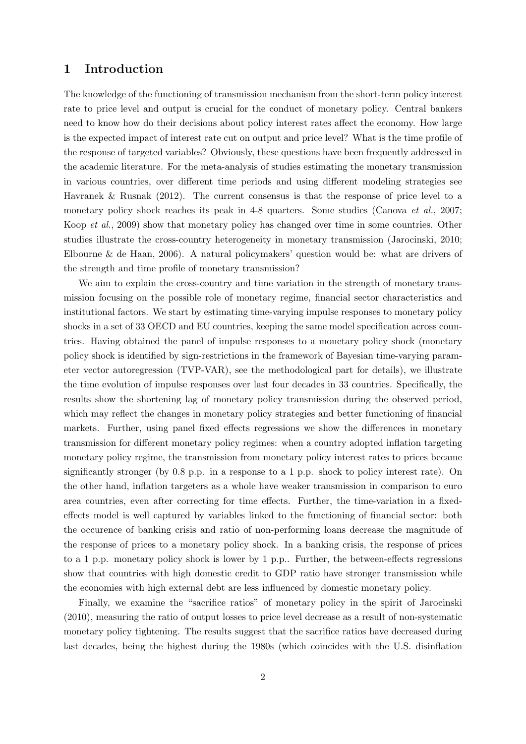# 1 Introduction

The knowledge of the functioning of transmission mechanism from the short-term policy interest rate to price level and output is crucial for the conduct of monetary policy. Central bankers need to know how do their decisions about policy interest rates affect the economy. How large is the expected impact of interest rate cut on output and price level? What is the time profile of the response of targeted variables? Obviously, these questions have been frequently addressed in the academic literature. For the meta-analysis of studies estimating the monetary transmission in various countries, over different time periods and using different modeling strategies see Havranek & Rusnak (2012). The current consensus is that the response of price level to a monetary policy shock reaches its peak in 4-8 quarters. Some studies (Canova *et al.*, 2007; Koop *et al.*, 2009) show that monetary policy has changed over time in some countries. Other studies illustrate the cross-country heterogeneity in monetary transmission (Jarocinski, 2010; Elbourne & de Haan, 2006). A natural policymakers' question would be: what are drivers of the strength and time profile of monetary transmission?

We aim to explain the cross-country and time variation in the strength of monetary transmission focusing on the possible role of monetary regime, financial sector characteristics and institutional factors. We start by estimating time-varying impulse responses to monetary policy shocks in a set of 33 OECD and EU countries, keeping the same model specification across countries. Having obtained the panel of impulse responses to a monetary policy shock (monetary policy shock is identified by sign-restrictions in the framework of Bayesian time-varying parameter vector autoregression (TVP-VAR), see the methodological part for details), we illustrate the time evolution of impulse responses over last four decades in 33 countries. Specifically, the results show the shortening lag of monetary policy transmission during the observed period, which may reflect the changes in monetary policy strategies and better functioning of financial markets. Further, using panel fixed effects regressions we show the differences in monetary transmission for different monetary policy regimes: when a country adopted inflation targeting monetary policy regime, the transmission from monetary policy interest rates to prices became significantly stronger (by 0.8 p.p. in a response to a 1 p.p. shock to policy interest rate). On the other hand, inflation targeters as a whole have weaker transmission in comparison to euro area countries, even after correcting for time effects. Further, the time-variation in a fixed-effects model is well captured by variables linked to the functioning of financial sector: both the occurence of banking crisis and ratio of non-performing loans decrease the magnitude of the response of prices to a monetary policy shock. In a banking crisis, the response of prices to a 1 p.p. monetary policy shock is lower by 1 p.p.. Further, the between-effects regressions show that countries with high domestic credit to GDP ratio have stronger transmission while the economies with high external debt are less influenced by domestic monetary policy.

Finally, we examine the "sacrifice ratios" of monetary policy in the spirit of Jarocinski (2010), measuring the ratio of output losses to price level decrease as a result of non-systematic monetary policy tightening. The results suggest that the sacrifice ratios have decreased during last decades, being the highest during the 1980s (which coincides with the U.S. disinflation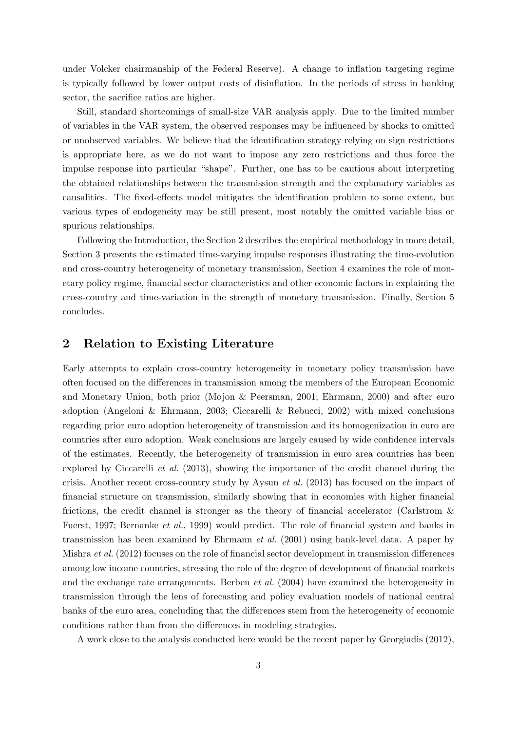under Volcker chairmanship of the Federal Reserve). A change to inflation targeting regime is typically followed by lower output costs of disinflation. In the periods of stress in banking sector, the sacrifice ratios are higher.

Still, standard shortcomings of small-size VAR analysis apply. Due to the limited number of variables in the VAR system, the observed responses may be influenced by shocks to omitted or unobserved variables. We believe that the identification strategy relying on sign restrictions is appropriate here, as we do not want to impose any zero restrictions and thus force the impulse response into particular "shape". Further, one has to be cautious about interpreting the obtained relationships between the transmission strength and the explanatory variables as causalities. The fixed-effects model mitigates the identification problem to some extent, but various types of endogeneity may be still present, most notably the omitted variable bias or spurious relationships.

Following the Introduction, the Section 2 describes the empirical methodology in more detail, Section 3 presents the estimated time-varying impulse responses illustrating the time-evolution and cross-country heterogeneity of monetary transmission, Section 4 examines the role of monetary policy regime, financial sector characteristics and other economic factors in explaining the cross-country and time-variation in the strength of monetary transmission. Finally, Section 5 concludes.

## 2 Relation to Existing Literature

Early attempts to explain cross-country heterogeneity in monetary policy transmission have often focused on the differences in transmission among the members of the European Economic and Monetary Union, both prior (Mojon & Peersman, 2001; Ehrmann, 2000) and after euro adoption (Angeloni & Ehrmann, 2003; Ciccarelli & Rebucci, 2002) with mixed conclusions regarding prior euro adoption heterogeneity of transmission and its homogenization in euro are countries after euro adoption. Weak conclusions are largely caused by wide confidence intervals of the estimates. Recently, the heterogeneity of transmission in euro area countries has been explored by Ciccarelli *et al.* (2013), showing the importance of the credit channel during the crisis. Another recent cross-country study by Aysun *et al.* (2013) has focused on the impact of financial structure on transmission, similarly showing that in economies with higher financial frictions, the credit channel is stronger as the theory of financial accelerator (Carlstrom & Fuerst, 1997; Bernanke *et al.*, 1999) would predict. The role of financial system and banks in transmission has been examined by Ehrmann *et al.* (2001) using bank-level data. A paper by Mishra *et al.* (2012) focuses on the role of financial sector development in transmission differences among low income countries, stressing the role of the degree of development of financial markets and the exchange rate arrangements. Berben *et al.* (2004) have examined the heterogeneity in transmission through the lens of forecasting and policy evaluation models of national central banks of the euro area, concluding that the differences stem from the heterogeneity of economic conditions rather than from the differences in modeling strategies.

A work close to the analysis conducted here would be the recent paper by Georgiadis (2012),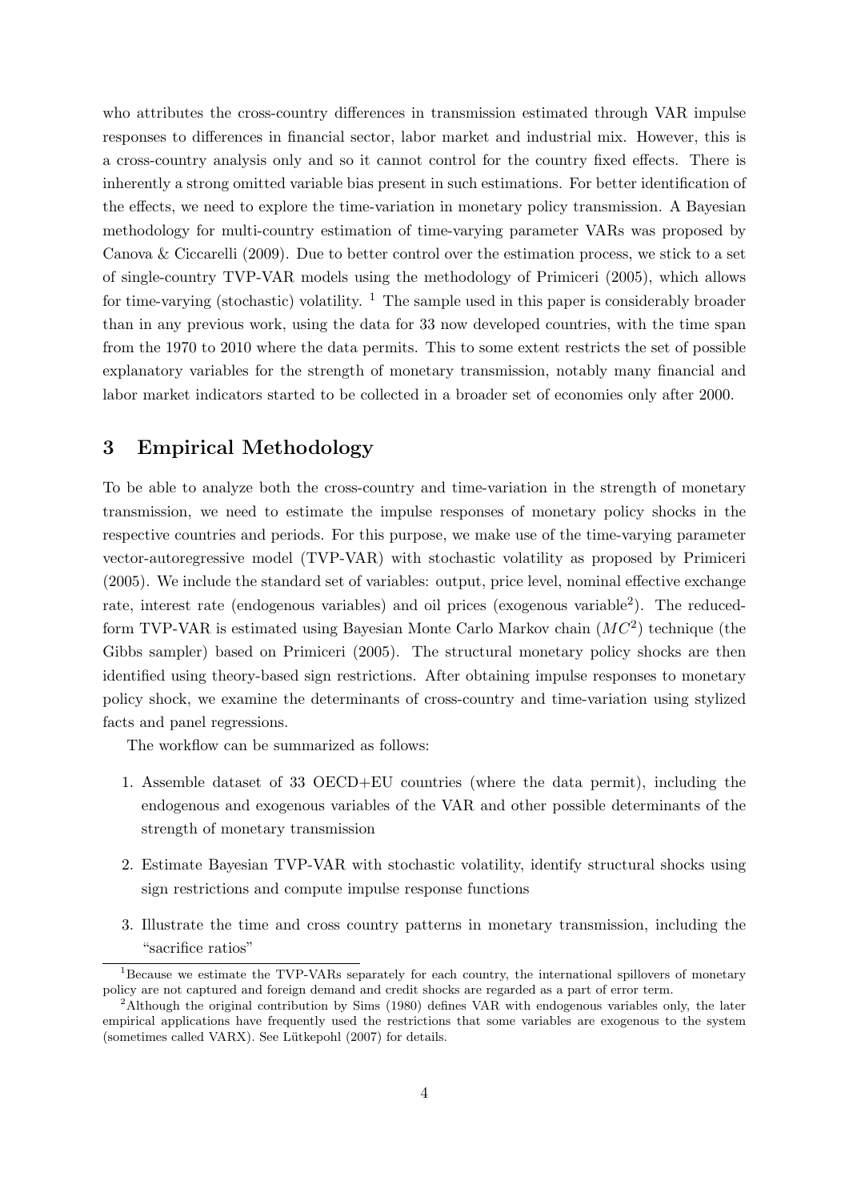who attributes the cross-country differences in transmission estimated through VAR impulse responses to differences in financial sector, labor market and industrial mix. However, this is a cross-country analysis only and so it cannot control for the country fixed effects. There is inherently a strong omitted variable bias present in such estimations. For better identification of the effects, we need to explore the time-variation in monetary policy transmission. A Bayesian methodology for multi-country estimation of time-varying parameter VARs was proposed by Canova & Ciccarelli (2009). Due to better control over the estimation process, we stick to a set of single-country TVP-VAR models using the methodology of Primiceri (2005), which allows for time-varying (stochastic) volatility. [1] The sample used in this paper is considerably broader than in any previous work, using the data for 33 now developed countries, with the time span from the 1970 to 2010 where the data permits. This to some extent restricts the set of possible explanatory variables for the strength of monetary transmission, notably many financial and labor market indicators started to be collected in a broader set of economies only after 2000.

## 3 Empirical Methodology

To be able to analyze both the cross-country and time-variation in the strength of monetary transmission, we need to estimate the impulse responses of monetary policy shocks in the respective countries and periods. For this purpose, we make use of the time-varying parameter vector-autoregressive model (TVP-VAR) with stochastic volatility as proposed by Primiceri (2005). We include the standard set of variables: output, price level, nominal effective exchange rate, interest rate (endogenous variables) and oil prices (exogenous variable[2]). The reduced-form TVP-VAR is estimated using Bayesian Monte Carlo Markov chain ($MC^2$) technique (the Gibbs sampler) based on Primiceri (2005). The structural monetary policy shocks are then identified using theory-based sign restrictions. After obtaining impulse responses to monetary policy shock, we examine the determinants of cross-country and time-variation using stylized facts and panel regressions.

The workflow can be summarized as follows:

1. Assemble dataset of 33 OECD+EU countries (where the data permit), including the endogenous and exogenous variables of the VAR and other possible determinants of the strength of monetary transmission
2. Estimate Bayesian TVP-VAR with stochastic volatility, identify structural shocks using sign restrictions and compute impulse response functions
3. Illustrate the time and cross country patterns in monetary transmission, including the "sacrifice ratios"

[1] Because we estimate the TVP-VARs separately for each country, the international spillovers of monetary policy are not captured and foreign demand and credit shocks are regarded as a part of error term.

[2] Although the original contribution by Sims (1980) defines VAR with endogenous variables only, the later empirical applications have frequently used the restrictions that some variables are exogenous to the system (sometimes called VARX). See Lütkepohl (2007) for details.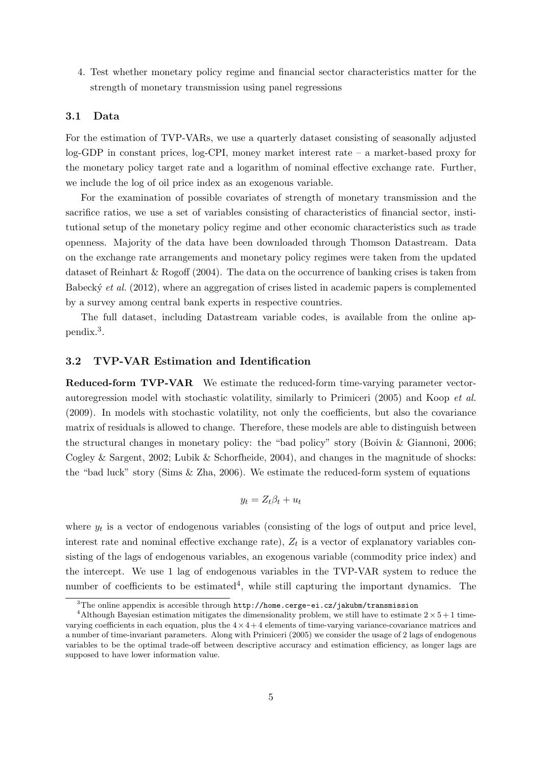4. Test whether monetary policy regime and financial sector characteristics matter for the strength of monetary transmission using panel regressions

### 3.1 Data

For the estimation of TVP-VARs, we use a quarterly dataset consisting of seasonally adjusted log-GDP in constant prices, log-CPI, money market interest rate – a market-based proxy for the monetary policy target rate and a logarithm of nominal effective exchange rate. Further, we include the log of oil price index as an exogenous variable.

For the examination of possible covariates of strength of monetary transmission and the sacrifice ratios, we use a set of variables consisting of characteristics of financial sector, institutional setup of the monetary policy regime and other economic characteristics such as trade openness. Majority of the data have been downloaded through Thomson Datastream. Data on the exchange rate arrangements and monetary policy regimes were taken from the updated dataset of Reinhart & Rogoff (2004). The data on the occurrence of banking crises is taken from Babecký *et al.* (2012), where an aggregation of crises listed in academic papers is complemented by a survey among central bank experts in respective countries.

The full dataset, including Datastream variable codes, is available from the online appendix.[3].

### 3.2 TVP-VAR Estimation and Identification

**Reduced-form TVP-VAR** We estimate the reduced-form time-varying parameter vector-autoregression model with stochastic volatility, similarly to Primiceri (2005) and Koop *et al.* (2009). In models with stochastic volatility, not only the coefficients, but also the covariance matrix of residuals is allowed to change. Therefore, these models are able to distinguish between the structural changes in monetary policy: the "bad policy" story (Boivin & Giannoni, 2006; Cogley & Sargent, 2002; Lubik & Schorfheide, 2004), and changes in the magnitude of shocks: the "bad luck" story (Sims & Zha, 2006). We estimate the reduced-form system of equations

$$y_t = Z_t \beta_t + u_t$$

where $y_t$ is a vector of endogenous variables (consisting of the logs of output and price level, interest rate and nominal effective exchange rate), $Z_t$ is a vector of explanatory variables consisting of the lags of endogenous variables, an exogenous variable (commodity price index) and the intercept. We use 1 lag of endogenous variables in the TVP-VAR system to reduce the number of coefficients to be estimated[4], while still capturing the important dynamics. The

[3]The online appendix is accesible through `http://home.cerge-ei.cz/jakubm/transmission`

[4]Although Bayesian estimation mitigates the dimensionality problem, we still have to estimate $2 \times 5 + 1$ time-varying coefficients in each equation, plus the $4 \times 4 + 4$ elements of time-varying variance-covariance matrices and a number of time-invariant parameters. Along with Primiceri (2005) we consider the usage of 2 lags of endogenous variables to be the optimal trade-off between descriptive accuracy and estimation efficiency, as longer lags are supposed to have lower information value.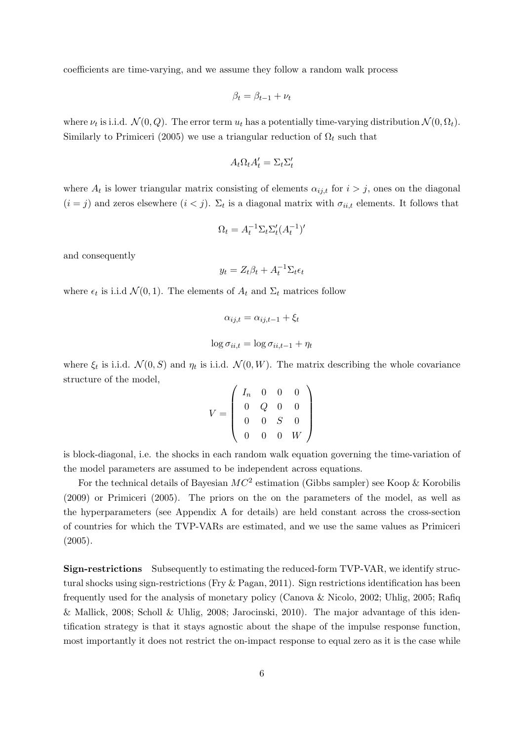coefficients are time-varying, and we assume they follow a random walk process

$$\beta_t = \beta_{t-1} + \nu_t$$

where $\nu_t$ is i.i.d. $\mathcal{N}(0, Q)$. The error term $u_t$ has a potentially time-varying distribution $\mathcal{N}(0, \Omega_t)$. Similarly to Primiceri (2005) we use a triangular reduction of $\Omega_t$ such that

$$A_t \Omega_t A_t' = \Sigma_t \Sigma_t'$$

where $A_t$ is lower triangular matrix consisting of elements $\alpha_{ij,t}$ for $i > j$, ones on the diagonal $(i = j)$ and zeros elsewhere $(i < j)$. $\Sigma_t$ is a diagonal matrix with $\sigma_{ii,t}$ elements. It follows that

$$\Omega_t = A_t^{-1} \Sigma_t \Sigma_t' (A_t^{-1})'$$

and consequently

$$y_t = Z_t \beta_t + A_t^{-1} \Sigma_t \epsilon_t$$

where $\epsilon_t$ is i.i.d $\mathcal{N}(0, 1)$. The elements of $A_t$ and $\Sigma_t$ matrices follow

$$\alpha_{ij,t} = \alpha_{ij,t-1} + \xi_t$$

$$\log \sigma_{ii,t} = \log \sigma_{ii,t-1} + \eta_t$$

where $\xi_t$ is i.i.d. $\mathcal{N}(0, S)$ and $\eta_t$ is i.i.d. $\mathcal{N}(0, W)$. The matrix describing the whole covariance structure of the model,

$$V = \begin{pmatrix} I_n & 0 & 0 & 0 \\ 0 & Q & 0 & 0 \\ 0 & 0 & S & 0 \\ 0 & 0 & 0 & W \end{pmatrix}$$

is block-diagonal, i.e. the shocks in each random walk equation governing the time-variation of the model parameters are assumed to be independent across equations.

For the technical details of Bayesian $MC^2$ estimation (Gibbs sampler) see Koop & Korobilis (2009) or Primiceri (2005). The priors on the on the parameters of the model, as well as the hyperparameters (see Appendix A for details) are held constant across the cross-section of countries for which the TVP-VARs are estimated, and we use the same values as Primiceri (2005).

**Sign-restrictions** Subsequently to estimating the reduced-form TVP-VAR, we identify structural shocks using sign-restrictions (Fry & Pagan, 2011). Sign restrictions identification has been frequently used for the analysis of monetary policy (Canova & Nicolo, 2002; Uhlig, 2005; Rafiq & Mallick, 2008; Scholl & Uhlig, 2008; Jarocinski, 2010). The major advantage of this identification strategy is that it stays agnostic about the shape of the impulse response function, most importantly it does not restrict the on-impact response to equal zero as it is the case while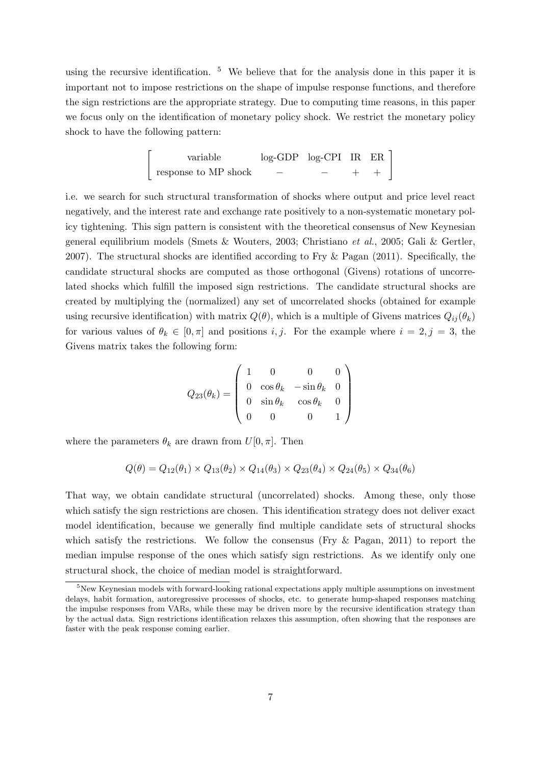using the recursive identification. [5] We believe that for the analysis done in this paper it is important not to impose restrictions on the shape of impulse response functions, and therefore the sign restrictions are the appropriate strategy. Due to computing time reasons, in this paper we focus only on the identification of monetary policy shock. We restrict the monetary policy shock to have the following pattern:

$$\left[ \begin{array}{ccccc} \text{variable} & \text{log-GDP} & \text{log-CPI} & \text{IR} & \text{ER} \\ \text{response to MP shock} & - & - & + & + \end{array} \right]$$

i.e. we search for such structural transformation of shocks where output and price level react negatively, and the interest rate and exchange rate positively to a non-systematic monetary policy tightening. This sign pattern is consistent with the theoretical consensus of New Keynesian general equilibrium models (Smets & Wouters, 2003; Christiano *et al.*, 2005; Gali & Gertler, 2007). The structural shocks are identified according to Fry & Pagan (2011). Specifically, the candidate structural shocks are computed as those orthogonal (Givens) rotations of uncorrelated shocks which fulfill the imposed sign restrictions. The candidate structural shocks are created by multiplying the (normalized) any set of uncorrelated shocks (obtained for example using recursive identification) with matrix $Q(\theta)$, which is a multiple of Givens matrices $Q_{ij}(\theta_k)$ for various values of $\theta_k \in [0, \pi]$ and positions $i, j$. For the example where $i = 2, j = 3$, the Givens matrix takes the following form:

$$Q_{23}(\theta_k) = \begin{pmatrix} 1 & 0 & 0 & 0 \\ 0 & \cos\theta_k & -\sin\theta_k & 0 \\ 0 & \sin\theta_k & \cos\theta_k & 0 \\ 0 & 0 & 0 & 1 \end{pmatrix}$$

where the parameters $\theta_k$ are drawn from $U[0, \pi]$. Then

$$Q(\theta) = Q_{12}(\theta_1) \times Q_{13}(\theta_2) \times Q_{14}(\theta_3) \times Q_{23}(\theta_4) \times Q_{24}(\theta_5) \times Q_{34}(\theta_6)$$

That way, we obtain candidate structural (uncorrelated) shocks. Among these, only those which satisfy the sign restrictions are chosen. This identification strategy does not deliver exact model identification, because we generally find multiple candidate sets of structural shocks which satisfy the restrictions. We follow the consensus (Fry & Pagan, 2011) to report the median impulse response of the ones which satisfy sign restrictions. As we identify only one structural shock, the choice of median model is straightforward.

[5] New Keynesian models with forward-looking rational expectations apply multiple assumptions on investment delays, habit formation, autoregressive processes of shocks, etc. to generate hump-shaped responses matching the impulse responses from VARs, while these may be driven more by the recursive identification strategy than by the actual data. Sign restrictions identification relaxes this assumption, often showing that the responses are faster with the peak response coming earlier.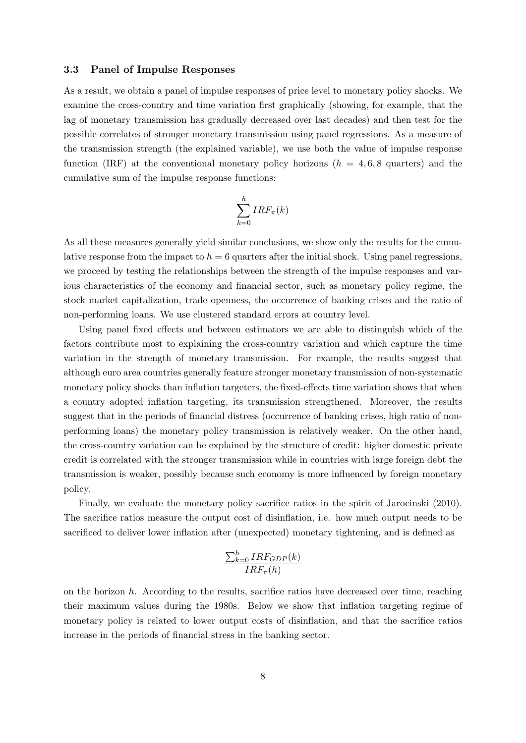### 3.3 Panel of Impulse Responses

As a result, we obtain a panel of impulse responses of price level to monetary policy shocks. We examine the cross-country and time variation first graphically (showing, for example, that the lag of monetary transmission has gradually decreased over last decades) and then test for the possible correlates of stronger monetary transmission using panel regressions. As a measure of the transmission strength (the explained variable), we use both the value of impulse response function (IRF) at the conventional monetary policy horizons ($h = 4, 6, 8$ quarters) and the cumulative sum of the impulse response functions:

$$\sum_{k=0}^{h} IRF_{\pi}(k)$$

As all these measures generally yield similar conclusions, we show only the results for the cumulative response from the impact to $h = 6$ quarters after the initial shock. Using panel regressions, we proceed by testing the relationships between the strength of the impulse responses and various characteristics of the economy and financial sector, such as monetary policy regime, the stock market capitalization, trade openness, the occurrence of banking crises and the ratio of non-performing loans. We use clustered standard errors at country level.

Using panel fixed effects and between estimators we are able to distinguish which of the factors contribute most to explaining the cross-country variation and which capture the time variation in the strength of monetary transmission. For example, the results suggest that although euro area countries generally feature stronger monetary transmission of non-systematic monetary policy shocks than inflation targeters, the fixed-effects time variation shows that when a country adopted inflation targeting, its transmission strengthened. Moreover, the results suggest that in the periods of financial distress (occurrence of banking crises, high ratio of non-performing loans) the monetary policy transmission is relatively weaker. On the other hand, the cross-country variation can be explained by the structure of credit: higher domestic private credit is correlated with the stronger transmission while in countries with large foreign debt the transmission is weaker, possibly because such economy is more influenced by foreign monetary policy.

Finally, we evaluate the monetary policy sacrifice ratios in the spirit of Jarocinski (2010). The sacrifice ratios measure the output cost of disinflation, i.e. how much output needs to be sacrificed to deliver lower inflation after (unexpected) monetary tightening, and is defined as

$$\frac{\sum_{k=0}^{h} IRF_{GDP}(k)}{IRF_{\pi}(h)}$$

on the horizon $h$. According to the results, sacrifice ratios have decreased over time, reaching their maximum values during the 1980s. Below we show that inflation targeting regime of monetary policy is related to lower output costs of disinflation, and that the sacrifice ratios increase in the periods of financial stress in the banking sector.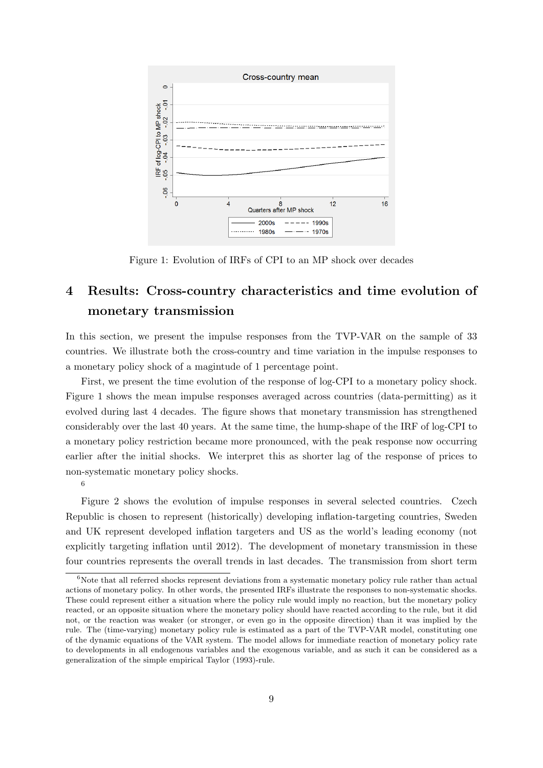Figure 1: Evolution of IRFs of CPI to an MP shock over decades

## 4 Results: Cross-country characteristics and time evolution of monetary transmission

In this section, we present the impulse responses from the TVP-VAR on the sample of 33 countries. We illustrate both the cross-country and time variation in the impulse responses to a monetary policy shock of a magintude of 1 percentage point.

First, we present the time evolution of the response of log-CPI to a monetary policy shock. Figure 1 shows the mean impulse responses averaged across countries (data-permitting) as it evolved during last 4 decades. The figure shows that monetary transmission has strengthened considerably over the last 40 years. At the same time, the hump-shape of the IRF of log-CPI to a monetary policy restriction became more pronounced, with the peak response now occurring earlier after the initial shocks. We interpret this as shorter lag of the response of prices to non-systematic monetary policy shocks.

[6]

Figure 2 shows the evolution of impulse responses in several selected countries. Czech Republic is chosen to represent (historically) developing inflation-targeting countries, Sweden and UK represent developed inflation targeters and US as the world's leading economy (not explicitly targeting inflation until 2012). The development of monetary transmission in these four countries represents the overall trends in last decades. The transmission from short term

[6]Note that all referred shocks represent deviations from a systematic monetary policy rule rather than actual actions of monetary policy. In other words, the presented IRFs illustrate the responses to non-systematic shocks. These could represent either a situation where the policy rule would imply no reaction, but the monetary policy reacted, or an opposite situation where the monetary policy should have reacted according to the rule, but it did not, or the reaction was weaker (or stronger, or even go in the opposite direction) than it was implied by the rule. The (time-varying) monetary policy rule is estimated as a part of the TVP-VAR model, constituting one of the dynamic equations of the VAR system. The model allows for immediate reaction of monetary policy rate to developments in all endogenous variables and the exogenous variable, and as such it can be considered as a generalization of the simple empirical Taylor (1993)-rule.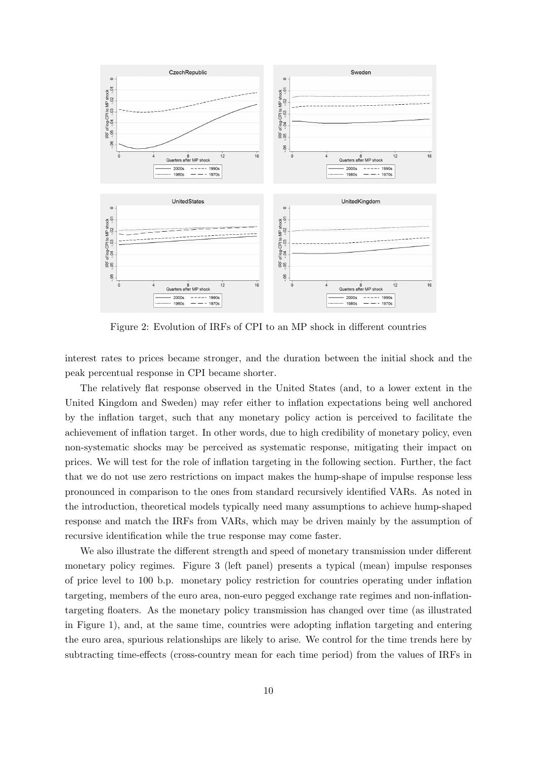Figure 2: Evolution of IRFs of CPI to an MP shock in different countries

interest rates to prices became stronger, and the duration between the initial shock and the peak percentual response in CPI became shorter.

The relatively flat response observed in the United States (and, to a lower extent in the United Kingdom and Sweden) may refer either to inflation expectations being well anchored by the inflation target, such that any monetary policy action is perceived to facilitate the achievement of inflation target. In other words, due to high credibility of monetary policy, even non-systematic shocks may be perceived as systematic response, mitigating their impact on prices. We will test for the role of inflation targeting in the following section. Further, the fact that we do not use zero restrictions on impact makes the hump-shape of impulse response less pronounced in comparison to the ones from standard recursively identified VARs. As noted in the introduction, theoretical models typically need many assumptions to achieve hump-shaped response and match the IRFs from VARs, which may be driven mainly by the assumption of recursive identification while the true response may come faster.

We also illustrate the different strength and speed of monetary transmission under different monetary policy regimes. Figure 3 (left panel) presents a typical (mean) impulse responses of price level to 100 b.p. monetary policy restriction for countries operating under inflation targeting, members of the euro area, non-euro pegged exchange rate regimes and non-inflation-targeting floaters. As the monetary policy transmission has changed over time (as illustrated in Figure 1), and, at the same time, countries were adopting inflation targeting and entering the euro area, spurious relationships are likely to arise. We control for the time trends here by subtracting time-effects (cross-country mean for each time period) from the values of IRFs in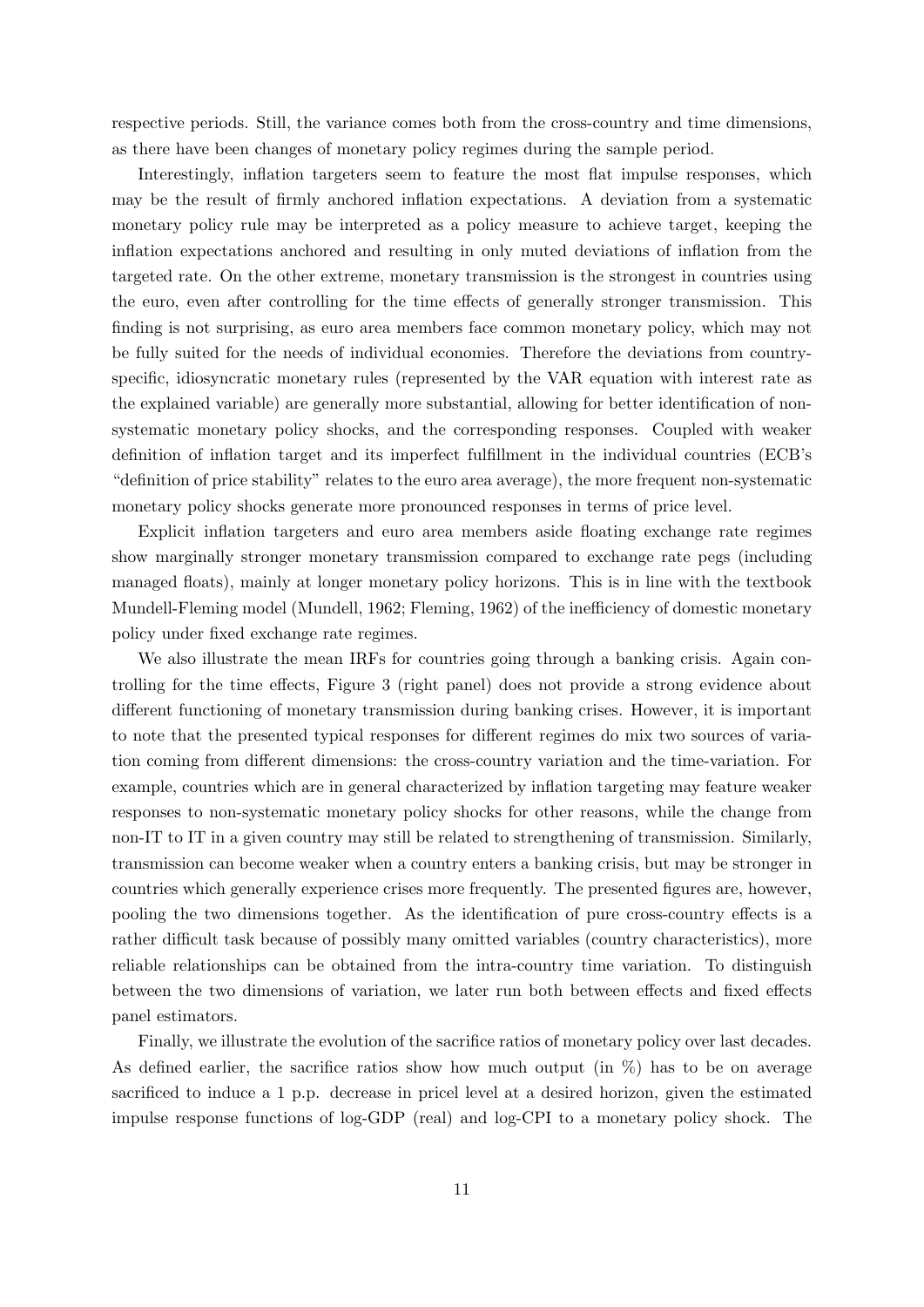respective periods. Still, the variance comes both from the cross-country and time dimensions, as there have been changes of monetary policy regimes during the sample period.

Interestingly, inflation targeters seem to feature the most flat impulse responses, which may be the result of firmly anchored inflation expectations. A deviation from a systematic monetary policy rule may be interpreted as a policy measure to achieve target, keeping the inflation expectations anchored and resulting in only muted deviations of inflation from the targeted rate. On the other extreme, monetary transmission is the strongest in countries using the euro, even after controlling for the time effects of generally stronger transmission. This finding is not surprising, as euro area members face common monetary policy, which may not be fully suited for the needs of individual economies. Therefore the deviations from country-specific, idiosyncratic monetary rules (represented by the VAR equation with interest rate as the explained variable) are generally more substantial, allowing for better identification of non-systematic monetary policy shocks, and the corresponding responses. Coupled with weaker definition of inflation target and its imperfect fulfillment in the individual countries (ECB's "definition of price stability" relates to the euro area average), the more frequent non-systematic monetary policy shocks generate more pronounced responses in terms of price level.

Explicit inflation targeters and euro area members aside floating exchange rate regimes show marginally stronger monetary transmission compared to exchange rate pegs (including managed floats), mainly at longer monetary policy horizons. This is in line with the textbook Mundell-Fleming model (Mundell, 1962; Fleming, 1962) of the inefficiency of domestic monetary policy under fixed exchange rate regimes.

We also illustrate the mean IRFs for countries going through a banking crisis. Again controlling for the time effects, Figure 3 (right panel) does not provide a strong evidence about different functioning of monetary transmission during banking crises. However, it is important to note that the presented typical responses for different regimes do mix two sources of variation coming from different dimensions: the cross-country variation and the time-variation. For example, countries which are in general characterized by inflation targeting may feature weaker responses to non-systematic monetary policy shocks for other reasons, while the change from non-IT to IT in a given country may still be related to strengthening of transmission. Similarly, transmission can become weaker when a country enters a banking crisis, but may be stronger in countries which generally experience crises more frequently. The presented figures are, however, pooling the two dimensions together. As the identification of pure cross-country effects is a rather difficult task because of possibly many omitted variables (country characteristics), more reliable relationships can be obtained from the intra-country time variation. To distinguish between the two dimensions of variation, we later run both between effects and fixed effects panel estimators.

Finally, we illustrate the evolution of the sacrifice ratios of monetary policy over last decades. As defined earlier, the sacrifice ratios show how much output (in %) has to be on average sacrificed to induce a 1 p.p. decrease in pricel level at a desired horizon, given the estimated impulse response functions of log-GDP (real) and log-CPI to a monetary policy shock. The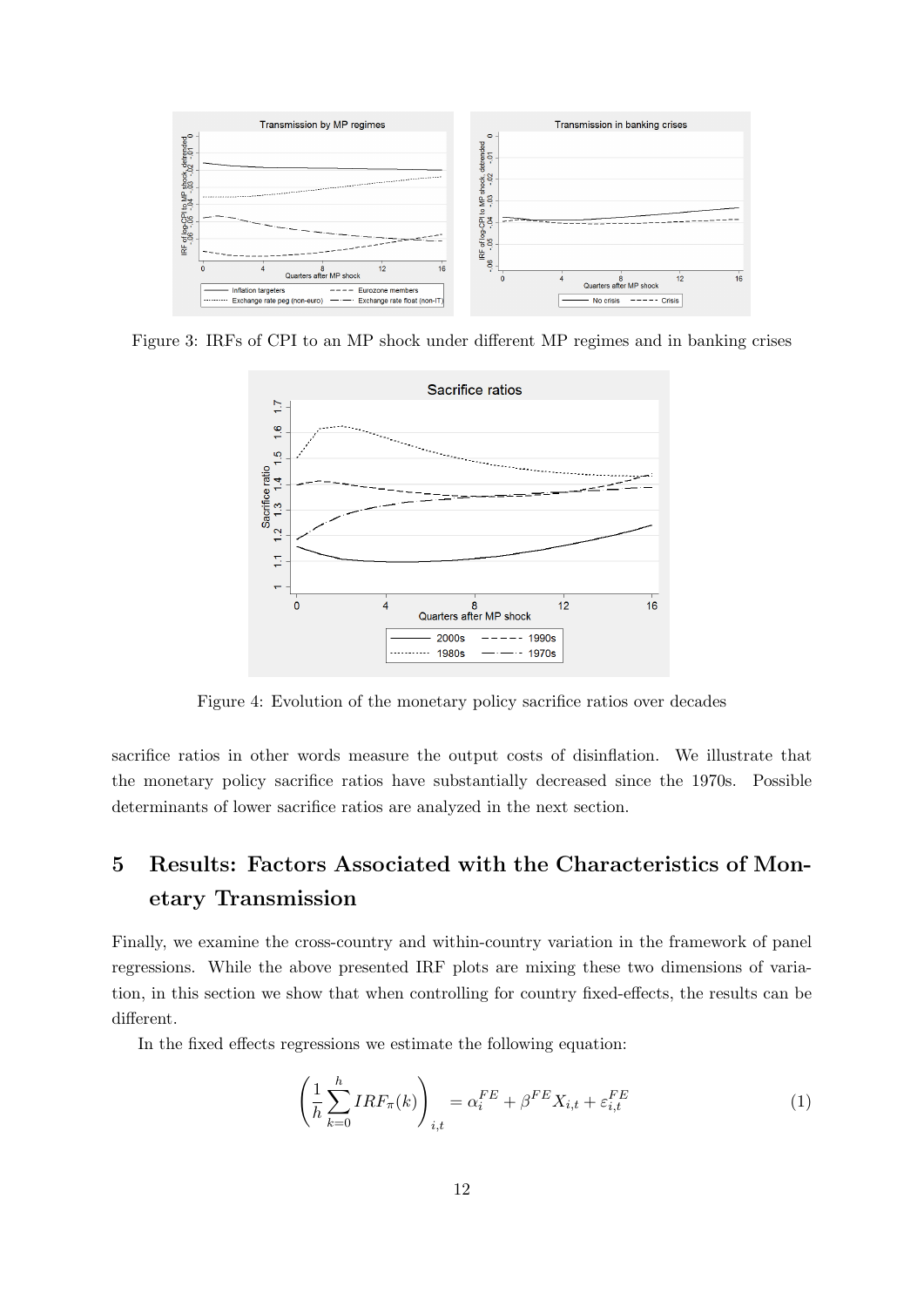Figure 3: IRFs of CPI to an MP shock under different MP regimes and in banking crises

Figure 4: Evolution of the monetary policy sacrifice ratios over decades

sacrifice ratios in other words measure the output costs of disinflation. We illustrate that the monetary policy sacrifice ratios have substantially decreased since the 1970s. Possible determinants of lower sacrifice ratios are analyzed in the next section.

# 5 Results: Factors Associated with the Characteristics of Monetary Transmission

Finally, we examine the cross-country and within-country variation in the framework of panel regressions. While the above presented IRF plots are mixing these two dimensions of variation, in this section we show that when controlling for country fixed-effects, the results can be different.

In the fixed effects regressions we estimate the following equation:

$$\left(\frac{1}{h}\sum_{k=0}^{h} IRF_{\pi}(k)\right)_{i,t} = \alpha_i^{FE} + \beta^{FE} X_{i,t} + \varepsilon_{i,t}^{FE} \tag{1}$$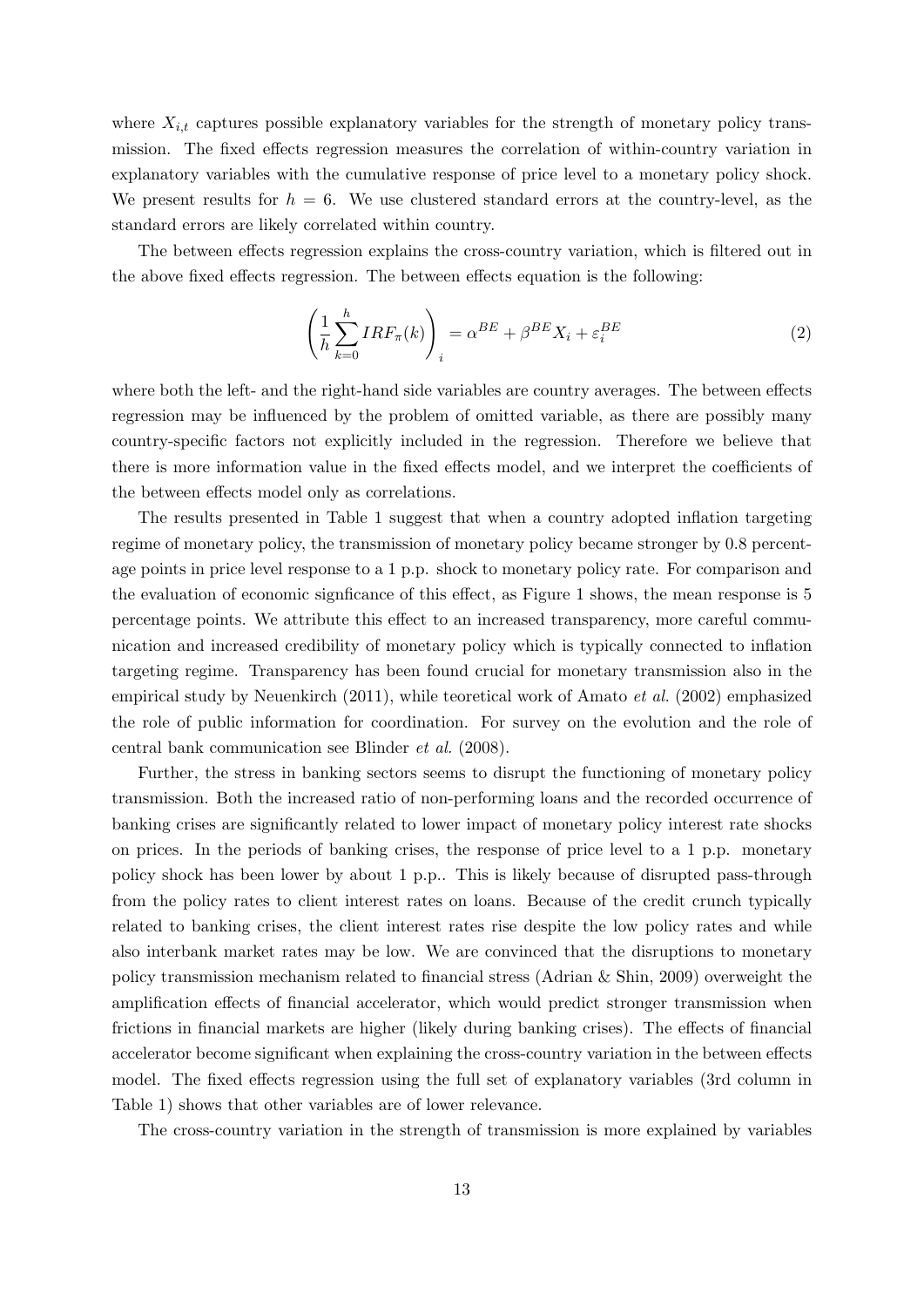where $X_{i,t}$ captures possible explanatory variables for the strength of monetary policy transmission. The fixed effects regression measures the correlation of within-country variation in explanatory variables with the cumulative response of price level to a monetary policy shock. We present results for $h = 6$. We use clustered standard errors at the country-level, as the standard errors are likely correlated within country.

The between effects regression explains the cross-country variation, which is filtered out in the above fixed effects regression. The between effects equation is the following:

$$\left( \frac{1}{h} \sum_{k=0}^{h} IRF_{\pi}(k) \right)_i = \alpha^{BE} + \beta^{BE} X_i + \varepsilon_i^{BE} \tag{2}$$

where both the left- and the right-hand side variables are country averages. The between effects regression may be influenced by the problem of omitted variable, as there are possibly many country-specific factors not explicitly included in the regression. Therefore we believe that there is more information value in the fixed effects model, and we interpret the coefficients of the between effects model only as correlations.

The results presented in Table 1 suggest that when a country adopted inflation targeting regime of monetary policy, the transmission of monetary policy became stronger by 0.8 percentage points in price level response to a 1 p.p. shock to monetary policy rate. For comparison and the evaluation of economic signficance of this effect, as Figure 1 shows, the mean response is 5 percentage points. We attribute this effect to an increased transparency, more careful communication and increased credibility of monetary policy which is typically connected to inflation targeting regime. Transparency has been found crucial for monetary transmission also in the empirical study by Neuenkirch (2011), while teoretical work of Amato *et al.* (2002) emphasized the role of public information for coordination. For survey on the evolution and the role of central bank communication see Blinder *et al.* (2008).

Further, the stress in banking sectors seems to disrupt the functioning of monetary policy transmission. Both the increased ratio of non-performing loans and the recorded occurrence of banking crises are significantly related to lower impact of monetary policy interest rate shocks on prices. In the periods of banking crises, the response of price level to a 1 p.p. monetary policy shock has been lower by about 1 p.p.. This is likely because of disrupted pass-through from the policy rates to client interest rates on loans. Because of the credit crunch typically related to banking crises, the client interest rates rise despite the low policy rates and while also interbank market rates may be low. We are convinced that the disruptions to monetary policy transmission mechanism related to financial stress (Adrian & Shin, 2009) overweight the amplification effects of financial accelerator, which would predict stronger transmission when frictions in financial markets are higher (likely during banking crises). The effects of financial accelerator become significant when explaining the cross-country variation in the between effects model. The fixed effects regression using the full set of explanatory variables (3rd column in Table 1) shows that other variables are of lower relevance.

The cross-country variation in the strength of transmission is more explained by variables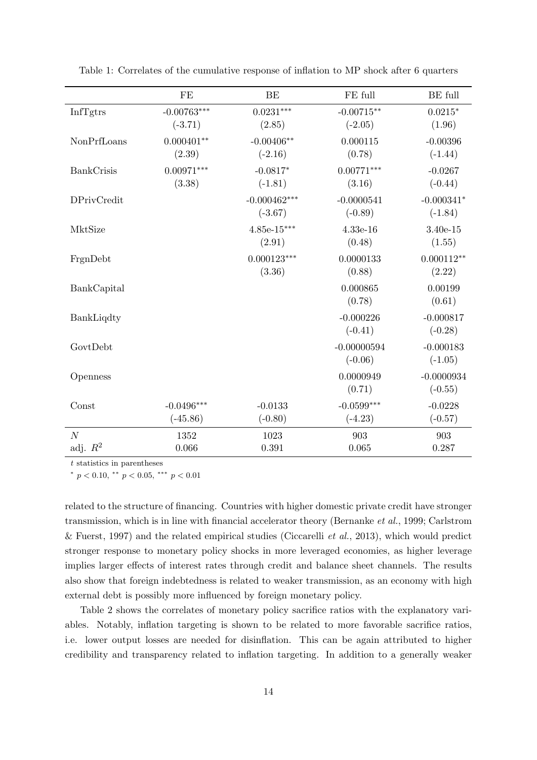Table 1: Correlates of the cumulative response of inflation to MP shock after 6 quarters

| | FE | BE | FE full | BE full |
|---|---|---|---|---|
| InfTgtrs | -0.00763*** | 0.0231*** | -0.00715** | 0.0215* |
| | (-3.71) | (2.85) | (-2.05) | (1.96) |
| NonPrfLoans | 0.000401** | -0.00406** | 0.000115 | -0.00396 |
| | (2.39) | (-2.16) | (0.78) | (-1.44) |
| BankCrisis | 0.00971*** | -0.0817* | 0.00771*** | -0.0267 |
| | (3.38) | (-1.81) | (3.16) | (-0.44) |
| DPrivCredit | | -0.000462*** | -0.0000541 | -0.000341* |
| | | (-3.67) | (-0.89) | (-1.84) |
| MktSize | | 4.85e-15*** | 4.33e-16 | 3.40e-15 |
| | | (2.91) | (0.48) | (1.55) |
| FrgnDebt | | 0.000123*** | 0.0000133 | 0.000112** |
| | | (3.36) | (0.88) | (2.22) |
| BankCapital | | | 0.000865 | 0.00199 |
| | | | (0.78) | (0.61) |
| BankLiqdty | | | -0.000226 | -0.000817 |
| | | | (-0.41) | (-0.28) |
| GovtDebt | | | -0.00000594 | -0.000183 |
| | | | (-0.06) | (-1.05) |
| Openness | | | 0.0000949 | -0.0000934 |
| | | | (0.71) | (-0.55) |
| Const | -0.0496*** | -0.0133 | -0.0599*** | -0.0228 |
| | (-45.86) | (-0.80) | (-4.23) | (-0.57) |
| $N$ | 1352 | 1023 | 903 | 903 |
| adj. $R^2$ | 0.066 | 0.391 | 0.065 | 0.287 |

$t$ statistics in parentheses

* $p < 0.10$, ** $p < 0.05$, *** $p < 0.01$

related to the structure of financing. Countries with higher domestic private credit have stronger transmission, which is in line with financial accelerator theory (Bernanke *et al.*, 1999; Carlstrom & Fuerst, 1997) and the related empirical studies (Ciccarelli *et al.*, 2013), which would predict stronger response to monetary policy shocks in more leveraged economies, as higher leverage implies larger effects of interest rates through credit and balance sheet channels. The results also show that foreign indebtedness is related to weaker transmission, as an economy with high external debt is possibly more influenced by foreign monetary policy.

Table 2 shows the correlates of monetary policy sacrifice ratios with the explanatory variables. Notably, inflation targeting is shown to be related to more favorable sacrifice ratios, i.e. lower output losses are needed for disinflation. This can be again attributed to higher credibility and transparency related to inflation targeting. In addition to a generally weaker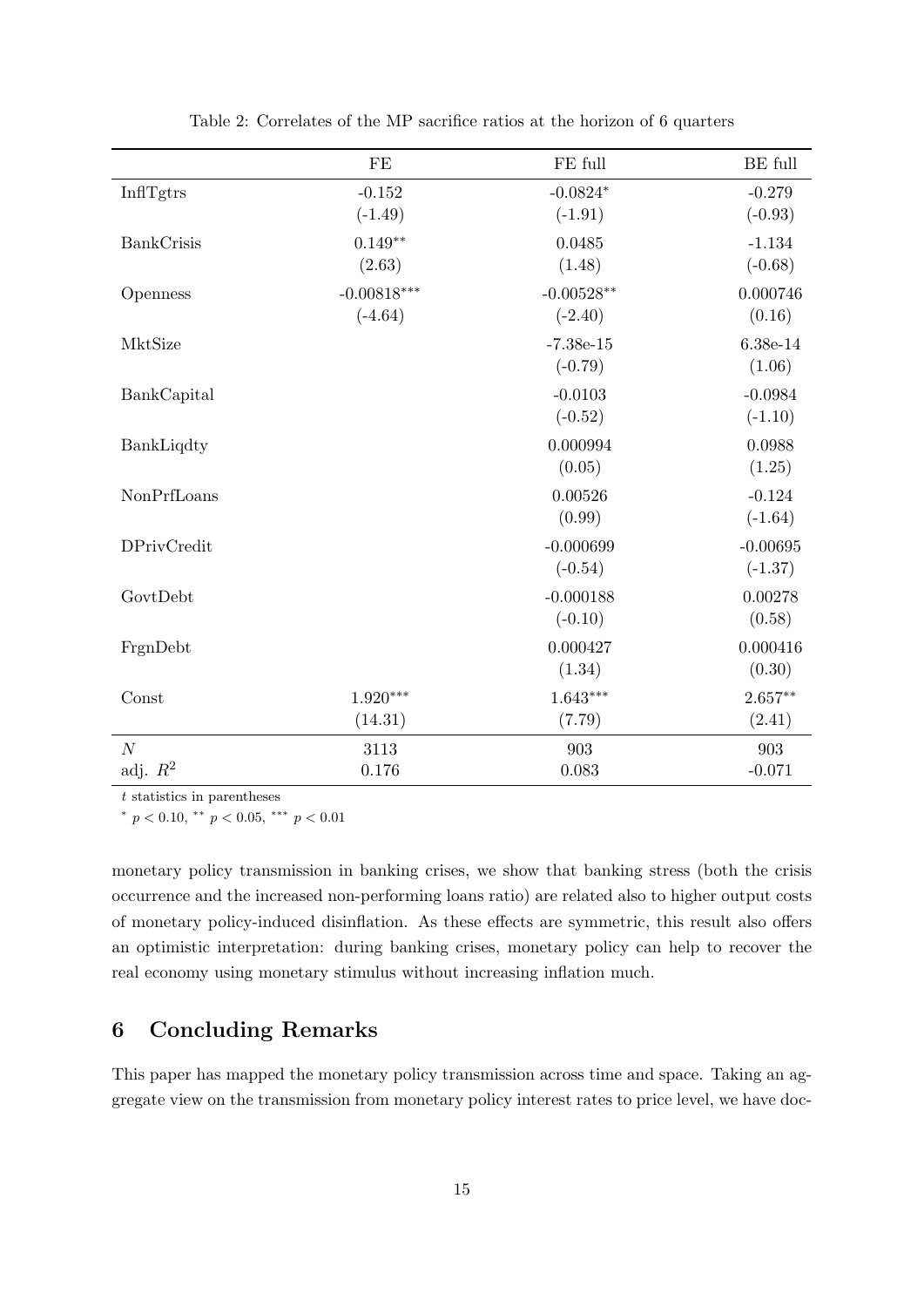Table 2: Correlates of the MP sacrifice ratios at the horizon of 6 quarters

| | FE | FE full | BE full |
|---|---|---|---|
| InflTgtrs | -0.152 | -0.0824* | -0.279 |
| | (-1.49) | (-1.91) | (-0.93) |
| BankCrisis | 0.149** | 0.0485 | -1.134 |
| | (2.63) | (1.48) | (-0.68) |
| Openness | -0.00818*** | -0.00528** | 0.000746 |
| | (-4.64) | (-2.40) | (0.16) |
| MktSize | | -7.38e-15 | 6.38e-14 |
| | | (-0.79) | (1.06) |
| BankCapital | | -0.0103 | -0.0984 |
| | | (-0.52) | (-1.10) |
| BankLiqdty | | 0.000994 | 0.0988 |
| | | (0.05) | (1.25) |
| NonPrfLoans | | 0.00526 | -0.124 |
| | | (0.99) | (-1.64) |
| DPrivCredit | | -0.000699 | -0.00695 |
| | | (-0.54) | (-1.37) |
| GovtDebt | | -0.000188 | 0.00278 |
| | | (-0.10) | (0.58) |
| FrgnDebt | | 0.000427 | 0.000416 |
| | | (1.34) | (0.30) |
| Const | 1.920*** | 1.643*** | 2.657** |
| | (14.31) | (7.79) | (2.41) |
| $N$ | 3113 | 903 | 903 |
| adj. $R^2$ | 0.176 | 0.083 | -0.071 |

$t$ statistics in parentheses

* $p < 0.10$, ** $p < 0.05$, *** $p < 0.01$

monetary policy transmission in banking crises, we show that banking stress (both the crisis occurrence and the increased non-performing loans ratio) are related also to higher output costs of monetary policy-induced disinflation. As these effects are symmetric, this result also offers an optimistic interpretation: during banking crises, monetary policy can help to recover the real economy using monetary stimulus without increasing inflation much.

## 6 Concluding Remarks

This paper has mapped the monetary policy transmission across time and space. Taking an aggregate view on the transmission from monetary policy interest rates to price level, we have doc-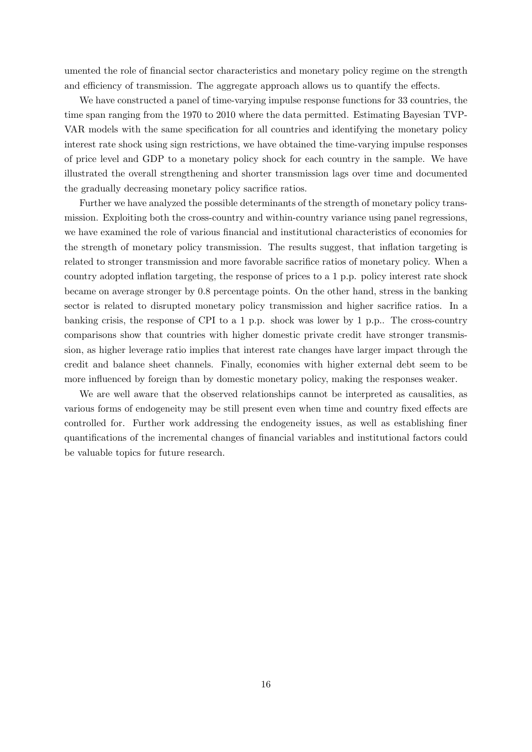umented the role of financial sector characteristics and monetary policy regime on the strength and efficiency of transmission. The aggregate approach allows us to quantify the effects.

We have constructed a panel of time-varying impulse response functions for 33 countries, the time span ranging from the 1970 to 2010 where the data permitted. Estimating Bayesian TVP-VAR models with the same specification for all countries and identifying the monetary policy interest rate shock using sign restrictions, we have obtained the time-varying impulse responses of price level and GDP to a monetary policy shock for each country in the sample. We have illustrated the overall strengthening and shorter transmission lags over time and documented the gradually decreasing monetary policy sacrifice ratios.

Further we have analyzed the possible determinants of the strength of monetary policy transmission. Exploiting both the cross-country and within-country variance using panel regressions, we have examined the role of various financial and institutional characteristics of economies for the strength of monetary policy transmission. The results suggest, that inflation targeting is related to stronger transmission and more favorable sacrifice ratios of monetary policy. When a country adopted inflation targeting, the response of prices to a 1 p.p. policy interest rate shock became on average stronger by 0.8 percentage points. On the other hand, stress in the banking sector is related to disrupted monetary policy transmission and higher sacrifice ratios. In a banking crisis, the response of CPI to a 1 p.p. shock was lower by 1 p.p.. The cross-country comparisons show that countries with higher domestic private credit have stronger transmission, as higher leverage ratio implies that interest rate changes have larger impact through the credit and balance sheet channels. Finally, economies with higher external debt seem to be more influenced by foreign than by domestic monetary policy, making the responses weaker.

We are well aware that the observed relationships cannot be interpreted as causalities, as various forms of endogeneity may be still present even when time and country fixed effects are controlled for. Further work addressing the endogeneity issues, as well as establishing finer quantifications of the incremental changes of financial variables and institutional factors could be valuable topics for future research.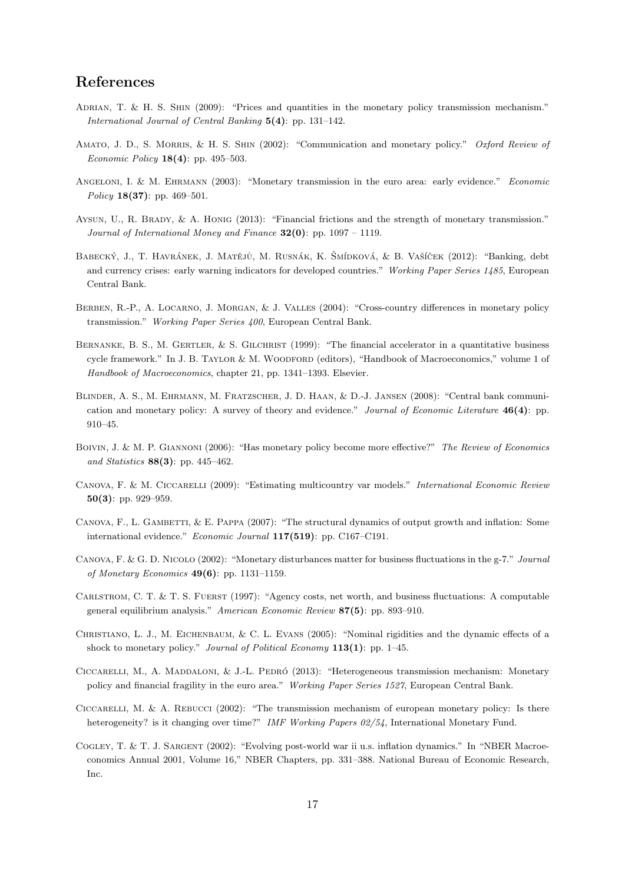## References

Adrian, T. & H. S. Shin (2009): "Prices and quantities in the monetary policy transmission mechanism." *International Journal of Central Banking* **5(4)**: pp. 131–142.

Amato, J. D., S. Morris, & H. S. Shin (2002): "Communication and monetary policy." *Oxford Review of Economic Policy* **18(4)**: pp. 495–503.

Angeloni, I. & M. Ehrmann (2003): "Monetary transmission in the euro area: early evidence." *Economic Policy* **18(37)**: pp. 469–501.

Aysun, U., R. Brady, & A. Honig (2013): "Financial frictions and the strength of monetary transmission." *Journal of International Money and Finance* **32(0)**: pp. 1097 – 1119.

Babecký, J., T. Havránek, J. Matějů, M. Rusnák, K. Šmídková, & B. Vašíček (2012): "Banking, debt and currency crises: early warning indicators for developed countries." *Working Paper Series 1485*, European Central Bank.

Berben, R.-P., A. Locarno, J. Morgan, & J. Valles (2004): "Cross-country differences in monetary policy transmission." *Working Paper Series 400*, European Central Bank.

Bernanke, B. S., M. Gertler, & S. Gilchrist (1999): "The financial accelerator in a quantitative business cycle framework." In J. B. Taylor & M. Woodford (editors), "Handbook of Macroeconomics," volume 1 of *Handbook of Macroeconomics*, chapter 21, pp. 1341–1393. Elsevier.

Blinder, A. S., M. Ehrmann, M. Fratzscher, J. D. Haan, & D.-J. Jansen (2008): "Central bank communication and monetary policy: A survey of theory and evidence." *Journal of Economic Literature* **46(4)**: pp. 910–45.

Boivin, J. & M. P. Giannoni (2006): "Has monetary policy become more effective?" *The Review of Economics and Statistics* **88(3)**: pp. 445–462.

Canova, F. & M. Ciccarelli (2009): "Estimating multicountry var models." *International Economic Review* **50(3)**: pp. 929–959.

Canova, F., L. Gambetti, & E. Pappa (2007): "The structural dynamics of output growth and inflation: Some international evidence." *Economic Journal* **117(519)**: pp. C167–C191.

Canova, F. & G. D. Nicolo (2002): "Monetary disturbances matter for business fluctuations in the g-7." *Journal of Monetary Economics* **49(6)**: pp. 1131–1159.

Carlstrom, C. T. & T. S. Fuerst (1997): "Agency costs, net worth, and business fluctuations: A computable general equilibrium analysis." *American Economic Review* **87(5)**: pp. 893–910.

Christiano, L. J., M. Eichenbaum, & C. L. Evans (2005): "Nominal rigidities and the dynamic effects of a shock to monetary policy." *Journal of Political Economy* **113(1)**: pp. 1–45.

Ciccarelli, M., A. Maddaloni, & J.-L. Pedró (2013): "Heterogeneous transmission mechanism: Monetary policy and financial fragility in the euro area." *Working Paper Series 1527*, European Central Bank.

Ciccarelli, M. & A. Rebucci (2002): "The transmission mechanism of european monetary policy: Is there heterogeneity? is it changing over time?" *IMF Working Papers 02/54*, International Monetary Fund.

Cogley, T. & T. J. Sargent (2002): "Evolving post-world war ii u.s. inflation dynamics." In "NBER Macroeconomics Annual 2001, Volume 16," NBER Chapters, pp. 331–388. National Bureau of Economic Research, Inc.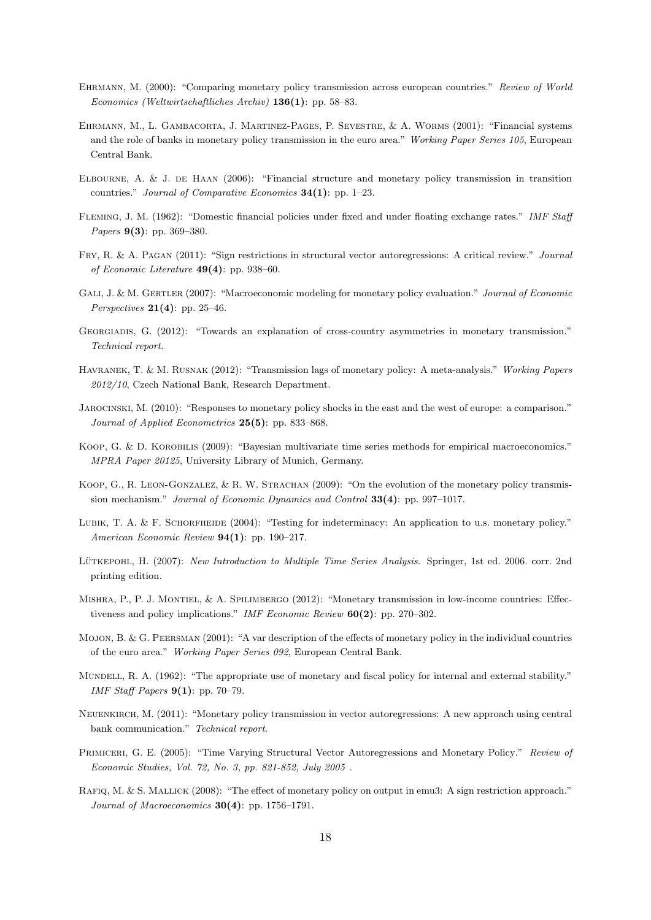Ehrmann, M. (2000): "Comparing monetary policy transmission across european countries." *Review of World Economics (Weltwirtschaftliches Archiv)* **136(1)**: pp. 58–83.

Ehrmann, M., L. Gambacorta, J. Martinez-Pages, P. Sevestre, & A. Worms (2001): "Financial systems and the role of banks in monetary policy transmission in the euro area." *Working Paper Series 105*, European Central Bank.

Elbourne, A. & J. de Haan (2006): "Financial structure and monetary policy transmission in transition countries." *Journal of Comparative Economics* **34(1)**: pp. 1–23.

Fleming, J. M. (1962): "Domestic financial policies under fixed and under floating exchange rates." *IMF Staff Papers* **9(3)**: pp. 369–380.

Fry, R. & A. Pagan (2011): "Sign restrictions in structural vector autoregressions: A critical review." *Journal of Economic Literature* **49(4)**: pp. 938–60.

Gali, J. & M. Gertler (2007): "Macroeconomic modeling for monetary policy evaluation." *Journal of Economic Perspectives* **21(4)**: pp. 25–46.

Georgiadis, G. (2012): "Towards an explanation of cross-country asymmetries in monetary transmission." *Technical report*.

Havranek, T. & M. Rusnak (2012): "Transmission lags of monetary policy: A meta-analysis." *Working Papers 2012/10*, Czech National Bank, Research Department.

Jarocinski, M. (2010): "Responses to monetary policy shocks in the east and the west of europe: a comparison." *Journal of Applied Econometrics* **25(5)**: pp. 833–868.

Koop, G. & D. Korobilis (2009): "Bayesian multivariate time series methods for empirical macroeconomics." *MPRA Paper 20125*, University Library of Munich, Germany.

Koop, G., R. Leon-Gonzalez, & R. W. Strachan (2009): "On the evolution of the monetary policy transmission mechanism." *Journal of Economic Dynamics and Control* **33(4)**: pp. 997–1017.

Lubik, T. A. & F. Schorfheide (2004): "Testing for indeterminacy: An application to u.s. monetary policy." *American Economic Review* **94(1)**: pp. 190–217.

Lütkepohl, H. (2007): *New Introduction to Multiple Time Series Analysis*. Springer, 1st ed. 2006. corr. 2nd printing edition.

Mishra, P., P. J. Montiel, & A. Spilimbergo (2012): "Monetary transmission in low-income countries: Effectiveness and policy implications." *IMF Economic Review* **60(2)**: pp. 270–302.

Mojon, B. & G. Peersman (2001): "A var description of the effects of monetary policy in the individual countries of the euro area." *Working Paper Series 092*, European Central Bank.

Mundell, R. A. (1962): "The appropriate use of monetary and fiscal policy for internal and external stability." *IMF Staff Papers* **9(1)**: pp. 70–79.

Neuenkirch, M. (2011): "Monetary policy transmission in vector autoregressions: A new approach using central bank communication." *Technical report*.

Primiceri, G. E. (2005): "Time Varying Structural Vector Autoregressions and Monetary Policy." *Review of Economic Studies, Vol. 72, No. 3, pp. 821-852, July 2005* .

Rafiq, M. & S. Mallick (2008): "The effect of monetary policy on output in emu3: A sign restriction approach." *Journal of Macroeconomics* **30(4)**: pp. 1756–1791.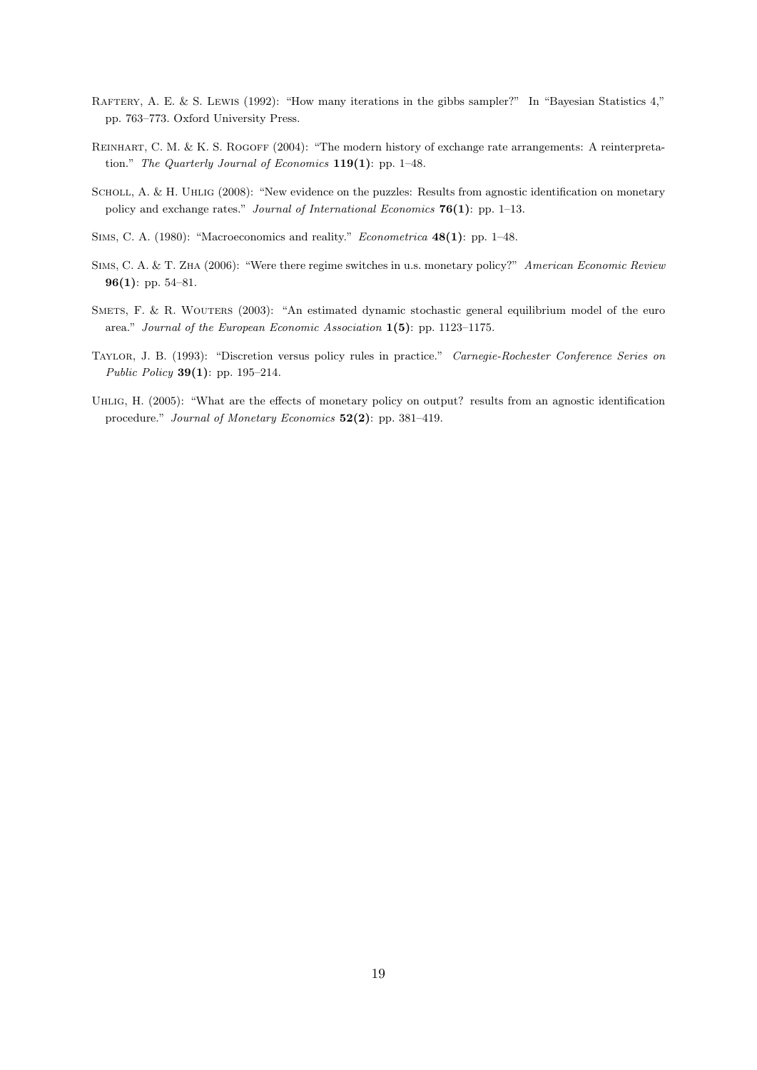Raftery, A. E. & S. Lewis (1992): "How many iterations in the gibbs sampler?" In "Bayesian Statistics 4," pp. 763–773. Oxford University Press.

Reinhart, C. M. & K. S. Rogoff (2004): "The modern history of exchange rate arrangements: A reinterpretation." *The Quarterly Journal of Economics* **119(1)**: pp. 1–48.

Scholl, A. & H. Uhlig (2008): "New evidence on the puzzles: Results from agnostic identification on monetary policy and exchange rates." *Journal of International Economics* **76(1)**: pp. 1–13.

Sims, C. A. (1980): "Macroeconomics and reality." *Econometrica* **48(1)**: pp. 1–48.

Sims, C. A. & T. Zha (2006): "Were there regime switches in u.s. monetary policy?" *American Economic Review* **96(1)**: pp. 54–81.

Smets, F. & R. Wouters (2003): "An estimated dynamic stochastic general equilibrium model of the euro area." *Journal of the European Economic Association* **1(5)**: pp. 1123–1175.

Taylor, J. B. (1993): "Discretion versus policy rules in practice." *Carnegie-Rochester Conference Series on Public Policy* **39(1)**: pp. 195–214.

Uhlig, H. (2005): "What are the effects of monetary policy on output? results from an agnostic identification procedure." *Journal of Monetary Economics* **52(2)**: pp. 381–419.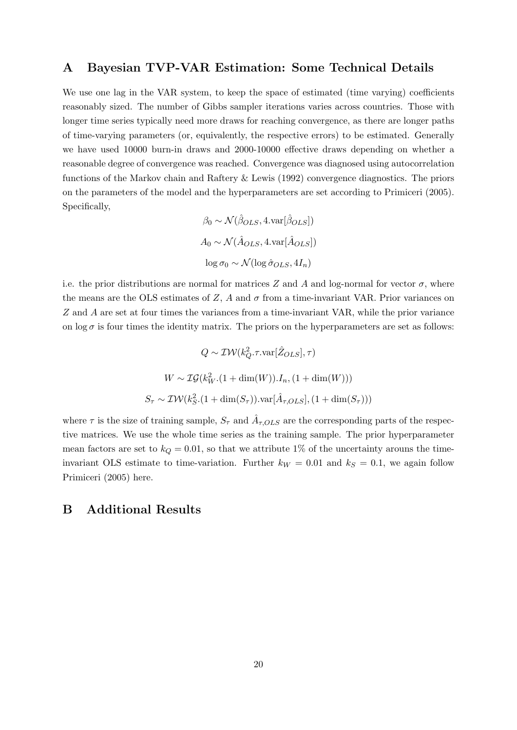# A Bayesian TVP-VAR Estimation: Some Technical Details

We use one lag in the VAR system, to keep the space of estimated (time varying) coefficients reasonably sized. The number of Gibbs sampler iterations varies across countries. Those with longer time series typically need more draws for reaching convergence, as there are longer paths of time-varying parameters (or, equivalently, the respective errors) to be estimated. Generally we have used 10000 burn-in draws and 2000-10000 effective draws depending on whether a reasonable degree of convergence was reached. Convergence was diagnosed using autocorrelation functions of the Markov chain and Raftery & Lewis (1992) convergence diagnostics. The priors on the parameters of the model and the hyperparameters are set according to Primiceri (2005). Specifically,

$$\beta_0 \sim \mathcal{N}(\hat{\beta}_{OLS}, 4.\text{var}[\hat{\beta}_{OLS}])$$

$$A_0 \sim \mathcal{N}(\hat{A}_{OLS}, 4.\text{var}[\hat{A}_{OLS}])$$

$$\log \sigma_0 \sim \mathcal{N}(\log \hat{\sigma}_{OLS}, 4I_n)$$

i.e. the prior distributions are normal for matrices $Z$ and $A$ and log-normal for vector $\sigma$, where the means are the OLS estimates of $Z$, $A$ and $\sigma$ from a time-invariant VAR. Prior variances on $Z$ and $A$ are set at four times the variances from a time-invariant VAR, while the prior variance on $\log \sigma$ is four times the identity matrix. The priors on the hyperparameters are set as follows:

$$Q \sim \mathcal{IW}(k_Q^2.\tau.\text{var}[\hat{Z}_{OLS}], \tau)$$

$$W \sim \mathcal{IG}(k_W^2.(1 + \dim(W)).I_n, (1 + \dim(W)))$$

$$S_\tau \sim \mathcal{IW}(k_S^2.(1 + \dim(S_\tau)).\text{var}[\hat{A}_{\tau,OLS}], (1 + \dim(S_\tau)))$$

where $\tau$ is the size of training sample, $S_\tau$ and $\hat{A}_{\tau,OLS}$ are the corresponding parts of the respective matrices. We use the whole time series as the training sample. The prior hyperparameter mean factors are set to $k_Q = 0.01$, so that we attribute 1% of the uncertainty arouns the time-invariant OLS estimate to time-variation. Further $k_W = 0.01$ and $k_S = 0.1$, we again follow Primiceri (2005) here.

# B Additional Results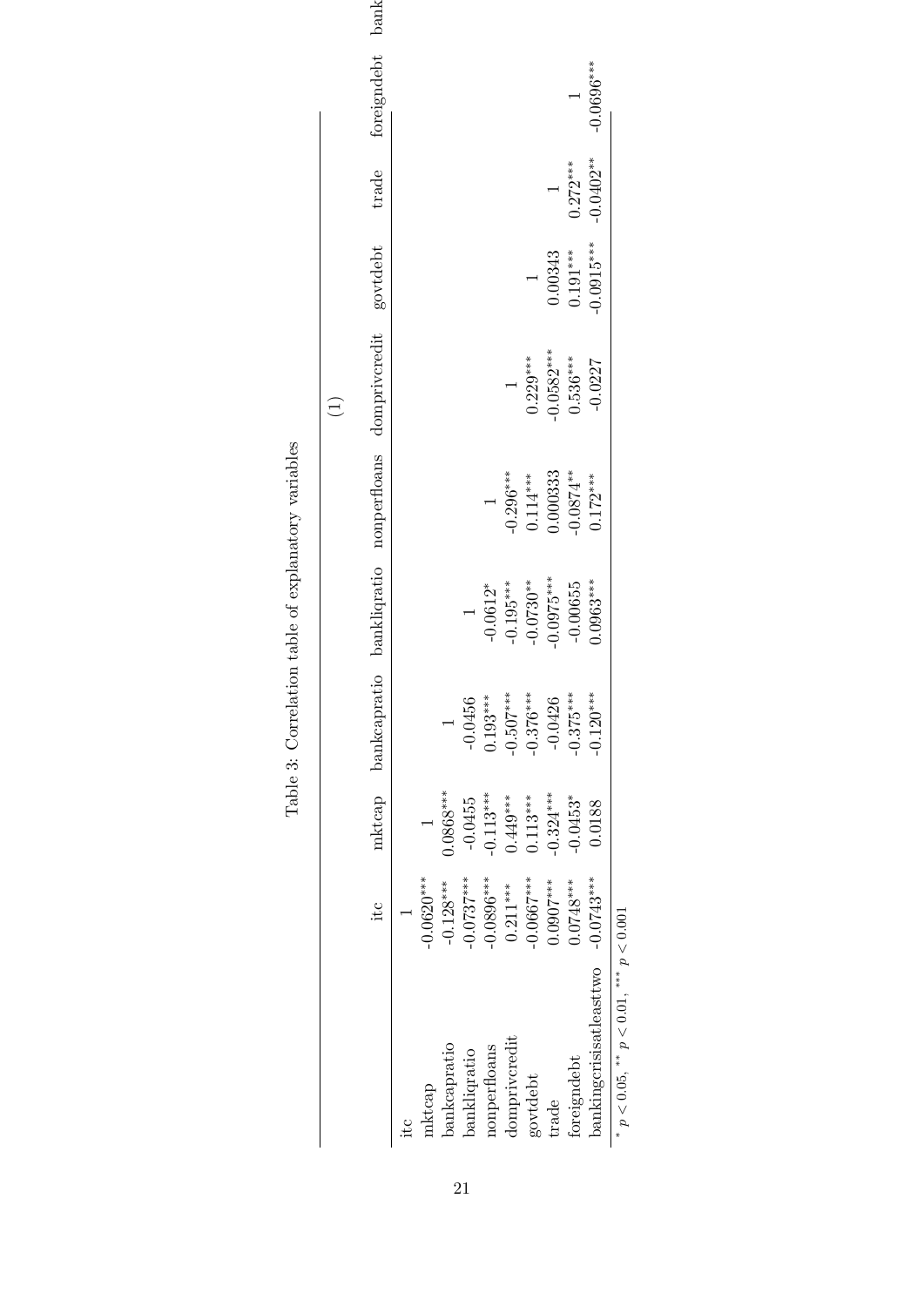Table 3: Correlation table of explanatory variables

| | (1) | | | | | | | | | |
|---|---|---|---|---|---|---|---|---|---|---|
| | itc | mktcap | bankcapratio | bankliqratio | nonperfloans | domprivcredit | govtdebt | trade | foreigndebt | bank |
| itc | 1 | | | | | | | | | |
| mktcap | -0.0620*** | 1 | | | | | | | | |
| bankcapratio | -0.128*** | 0.0868*** | 1 | | | | | | | |
| bankliqratio | -0.0737*** | -0.0455 | -0.0456 | 1 | | | | | | |
| nonperfloans | -0.0896*** | -0.113*** | 0.193*** | -0.0612* | 1 | | | | | |
| domprivcredit | 0.211*** | 0.449*** | -0.507*** | -0.195*** | -0.296*** | 1 | | | | |
| govtdebt | -0.0667*** | 0.113*** | -0.376*** | -0.0730** | 0.114*** | 0.229*** | 1 | | | |
| trade | 0.0907*** | -0.324*** | -0.0426 | -0.0975*** | 0.000333 | -0.0582*** | 0.00343 | 1 | | |
| foreigndebt | 0.0748*** | -0.0453* | -0.375*** | -0.00655 | -0.0874** | 0.536*** | 0.191*** | 0.272*** | 1 | |
| bankingcrisisatleasttwo | -0.0743*** | 0.0188 | -0.120*** | 0.0963*** | 0.172*** | -0.0227 | -0.0915*** | -0.0402** | -0.0696*** | |

\* $p < 0.05$, \*\* $p < 0.01$, \*\*\* $p < 0.001$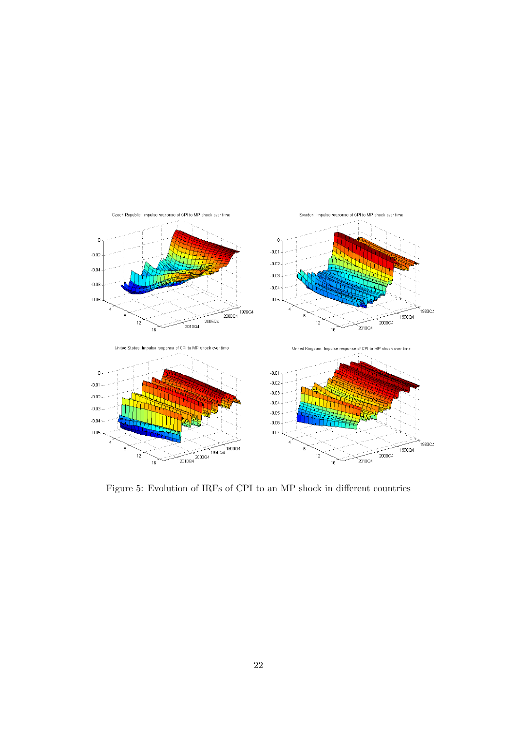Figure 5: Evolution of IRFs of CPI to an MP shock in different countries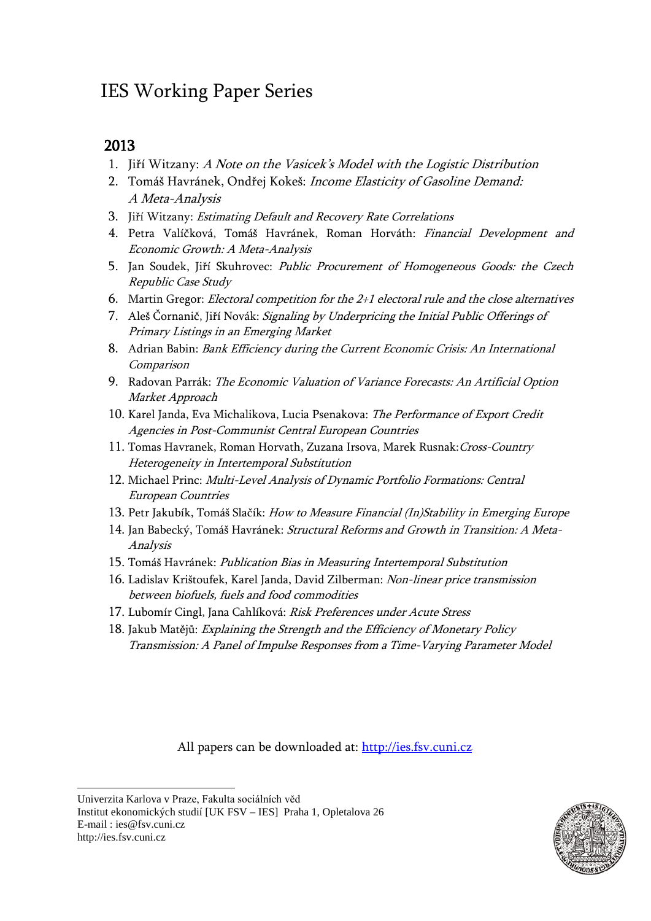# IES Working Paper Series

## 2013

1. Jiří Witzany: *A Note on the Vasicek's Model with the Logistic Distribution*
2. Tomáš Havránek, Ondřej Kokeš: *Income Elasticity of Gasoline Demand: A Meta-Analysis*
3. Jiří Witzany: *Estimating Default and Recovery Rate Correlations*
4. Petra Valíčková, Tomáš Havránek, Roman Horváth: *Financial Development and Economic Growth: A Meta-Analysis*
5. Jan Soudek, Jiří Skuhrovec: *Public Procurement of Homogeneous Goods: the Czech Republic Case Study*
6. Martin Gregor: *Electoral competition for the 2+1 electoral rule and the close alternatives*
7. Aleš Čornanič, Jiří Novák: *Signaling by Underpricing the Initial Public Offerings of Primary Listings in an Emerging Market*
8. Adrian Babin: *Bank Efficiency during the Current Economic Crisis: An International Comparison*
9. Radovan Parrák: *The Economic Valuation of Variance Forecasts: An Artificial Option Market Approach*
10. Karel Janda, Eva Michalikova, Lucia Psenakova: *The Performance of Export Credit Agencies in Post-Communist Central European Countries*
11. Tomas Havranek, Roman Horvath, Zuzana Irsova, Marek Rusnak: *Cross-Country Heterogeneity in Intertemporal Substitution*
12. Michael Princ: *Multi-Level Analysis of Dynamic Portfolio Formations: Central European Countries*
13. Petr Jakubík, Tomáš Slačík: *How to Measure Financial (In)Stability in Emerging Europe*
14. Jan Babecký, Tomáš Havránek: *Structural Reforms and Growth in Transition: A Meta-Analysis*
15. Tomáš Havránek: *Publication Bias in Measuring Intertemporal Substitution*
16. Ladislav Krištoufek, Karel Janda, David Zilberman: *Non-linear price transmission between biofuels, fuels and food commodities*
17. Lubomír Cingl, Jana Cahlíková: *Risk Preferences under Acute Stress*
18. Jakub Matějů: *Explaining the Strength and the Efficiency of Monetary Policy Transmission: A Panel of Impulse Responses from a Time-Varying Parameter Model*

All papers can be downloaded at: http://ies.fsv.cuni.cz

Univerzita Karlova v Praze, Fakulta sociálních věd
Institut ekonomických studií [UK FSV – IES] Praha 1, Opletalova 26
E-mail : ies@fsv.cuni.cz
http://ies.fsv.cuni.cz